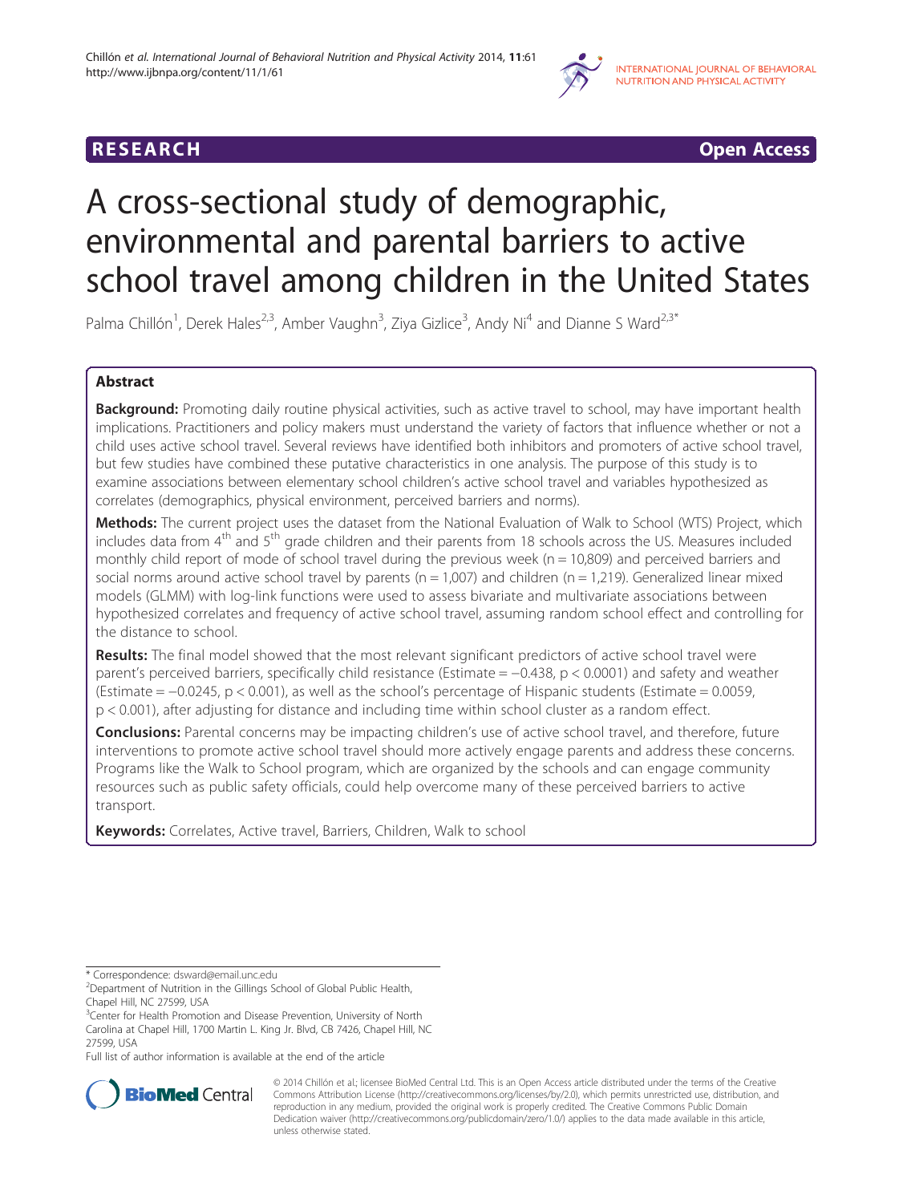RESEARCH Open Access

# A cross-sectional study of demographic, environmental and parental barriers to active school travel among children in the United States

Palma Chillón[1], Derek Hales[2,3], Amber Vaughn[3], Ziya Gizlice[3], Andy Ni[4] and Dianne S Ward[2,3*]

## Abstract

**Background:** Promoting daily routine physical activities, such as active travel to school, may have important health implications. Practitioners and policy makers must understand the variety of factors that influence whether or not a child uses active school travel. Several reviews have identified both inhibitors and promoters of active school travel, but few studies have combined these putative characteristics in one analysis. The purpose of this study is to examine associations between elementary school children's active school travel and variables hypothesized as correlates (demographics, physical environment, perceived barriers and norms).

**Methods:** The current project uses the dataset from the National Evaluation of Walk to School (WTS) Project, which includes data from 4th and 5th grade children and their parents from 18 schools across the US. Measures included monthly child report of mode of school travel during the previous week (n = 10,809) and perceived barriers and social norms around active school travel by parents (n = 1,007) and children (n = 1,219). Generalized linear mixed models (GLMM) with log-link functions were used to assess bivariate and multivariate associations between hypothesized correlates and frequency of active school travel, assuming random school effect and controlling for the distance to school.

**Results:** The final model showed that the most relevant significant predictors of active school travel were parent's perceived barriers, specifically child resistance (Estimate = −0.438, $p < 0.0001$) and safety and weather (Estimate = −0.0245, $p < 0.001$), as well as the school's percentage of Hispanic students (Estimate = 0.0059, $p < 0.001$), after adjusting for distance and including time within school cluster as a random effect.

**Conclusions:** Parental concerns may be impacting children's use of active school travel, and therefore, future interventions to promote active school travel should more actively engage parents and address these concerns. Programs like the Walk to School program, which are organized by the schools and can engage community resources such as public safety officials, could help overcome many of these perceived barriers to active transport.

**Keywords:** Correlates, Active travel, Barriers, Children, Walk to school

---

* Correspondence: dsward@email.unc.edu

[2]Department of Nutrition in the Gillings School of Global Public Health, Chapel Hill, NC 27599, USA

[3]Center for Health Promotion and Disease Prevention, University of North Carolina at Chapel Hill, 1700 Martin L. King Jr. Blvd, CB 7426, Chapel Hill, NC 27599, USA

Full list of author information is available at the end of the article

© 2014 Chillón et al.; licensee BioMed Central Ltd. This is an Open Access article distributed under the terms of the Creative Commons Attribution License (http://creativecommons.org/licenses/by/2.0), which permits unrestricted use, distribution, and reproduction in any medium, provided the original work is properly credited. The Creative Commons Public Domain Dedication waiver (http://creativecommons.org/publicdomain/zero/1.0/) applies to the data made available in this article, unless otherwise stated.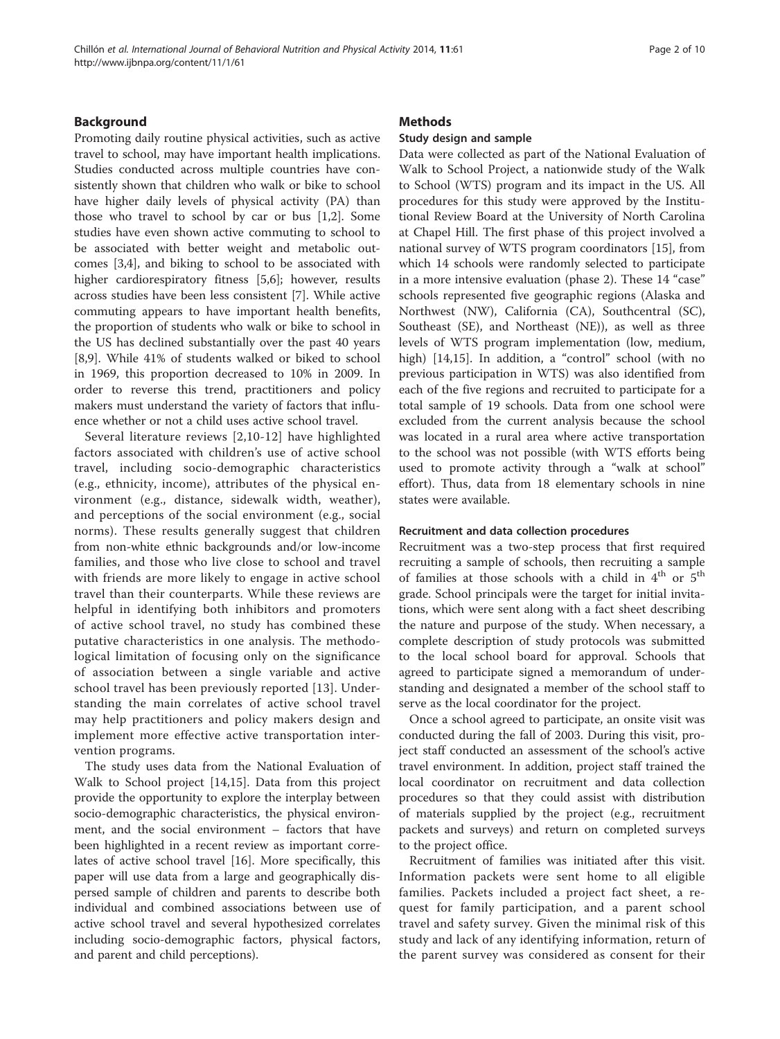## Background

Promoting daily routine physical activities, such as active travel to school, may have important health implications. Studies conducted across multiple countries have consistently shown that children who walk or bike to school have higher daily levels of physical activity (PA) than those who travel to school by car or bus [1,2]. Some studies have even shown active commuting to school to be associated with better weight and metabolic outcomes [3,4], and biking to school to be associated with higher cardiorespiratory fitness [5,6]; however, results across studies have been less consistent [7]. While active commuting appears to have important health benefits, the proportion of students who walk or bike to school in the US has declined substantially over the past 40 years [8,9]. While 41% of students walked or biked to school in 1969, this proportion decreased to 10% in 2009. In order to reverse this trend, practitioners and policy makers must understand the variety of factors that influence whether or not a child uses active school travel.

Several literature reviews [2,10-12] have highlighted factors associated with children's use of active school travel, including socio-demographic characteristics (e.g., ethnicity, income), attributes of the physical environment (e.g., distance, sidewalk width, weather), and perceptions of the social environment (e.g., social norms). These results generally suggest that children from non-white ethnic backgrounds and/or low-income families, and those who live close to school and travel with friends are more likely to engage in active school travel than their counterparts. While these reviews are helpful in identifying both inhibitors and promoters of active school travel, no study has combined these putative characteristics in one analysis. The methodological limitation of focusing only on the significance of association between a single variable and active school travel has been previously reported [13]. Understanding the main correlates of active school travel may help practitioners and policy makers design and implement more effective active transportation intervention programs.

The study uses data from the National Evaluation of Walk to School project [14,15]. Data from this project provide the opportunity to explore the interplay between socio-demographic characteristics, the physical environment, and the social environment – factors that have been highlighted in a recent review as important correlates of active school travel [16]. More specifically, this paper will use data from a large and geographically dispersed sample of children and parents to describe both individual and combined associations between use of active school travel and several hypothesized correlates including socio-demographic factors, physical factors, and parent and child perceptions).

## Methods

### Study design and sample

Data were collected as part of the National Evaluation of Walk to School Project, a nationwide study of the Walk to School (WTS) program and its impact in the US. All procedures for this study were approved by the Institutional Review Board at the University of North Carolina at Chapel Hill. The first phase of this project involved a national survey of WTS program coordinators [15], from which 14 schools were randomly selected to participate in a more intensive evaluation (phase 2). These 14 "case" schools represented five geographic regions (Alaska and Northwest (NW), California (CA), Southcentral (SC), Southeast (SE), and Northeast (NE)), as well as three levels of WTS program implementation (low, medium, high) [14,15]. In addition, a "control" school (with no previous participation in WTS) was also identified from each of the five regions and recruited to participate for a total sample of 19 schools. Data from one school were excluded from the current analysis because the school was located in a rural area where active transportation to the school was not possible (with WTS efforts being used to promote activity through a "walk at school" effort). Thus, data from 18 elementary schools in nine states were available.

### Recruitment and data collection procedures

Recruitment was a two-step process that first required recruiting a sample of schools, then recruiting a sample of families at those schools with a child in 4th or 5th grade. School principals were the target for initial invitations, which were sent along with a fact sheet describing the nature and purpose of the study. When necessary, a complete description of study protocols was submitted to the local school board for approval. Schools that agreed to participate signed a memorandum of understanding and designated a member of the school staff to serve as the local coordinator for the project.

Once a school agreed to participate, an onsite visit was conducted during the fall of 2003. During this visit, project staff conducted an assessment of the school's active travel environment. In addition, project staff trained the local coordinator on recruitment and data collection procedures so that they could assist with distribution of materials supplied by the project (e.g., recruitment packets and surveys) and return on completed surveys to the project office.

Recruitment of families was initiated after this visit. Information packets were sent home to all eligible families. Packets included a project fact sheet, a request for family participation, and a parent school travel and safety survey. Given the minimal risk of this study and lack of any identifying information, return of the parent survey was considered as consent for their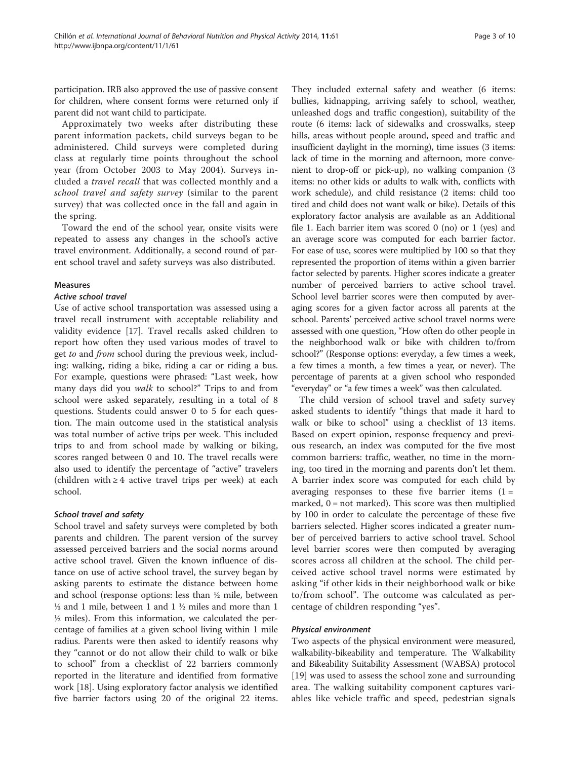participation. IRB also approved the use of passive consent for children, where consent forms were returned only if parent did not want child to participate.

Approximately two weeks after distributing these parent information packets, child surveys began to be administered. Child surveys were completed during class at regularly time points throughout the school year (from October 2003 to May 2004). Surveys included a *travel recall* that was collected monthly and a *school travel and safety survey* (similar to the parent survey) that was collected once in the fall and again in the spring.

Toward the end of the school year, onsite visits were repeated to assess any changes in the school's active travel environment. Additionally, a second round of parent school travel and safety surveys was also distributed.

### Measures

#### Active school travel

Use of active school transportation was assessed using a travel recall instrument with acceptable reliability and validity evidence [17]. Travel recalls asked children to report how often they used various modes of travel to get *to* and *from* school during the previous week, including: walking, riding a bike, riding a car or riding a bus. For example, questions were phrased: "Last week, how many days did you *walk* to school?" Trips to and from school were asked separately, resulting in a total of 8 questions. Students could answer 0 to 5 for each question. The main outcome used in the statistical analysis was total number of active trips per week. This included trips to and from school made by walking or biking, scores ranged between 0 and 10. The travel recalls were also used to identify the percentage of "active" travelers (children with ≥ 4 active travel trips per week) at each school.

#### School travel and safety

School travel and safety surveys were completed by both parents and children. The parent version of the survey assessed perceived barriers and the social norms around active school travel. Given the known influence of distance on use of active school travel, the survey began by asking parents to estimate the distance between home and school (response options: less than ½ mile, between ½ and 1 mile, between 1 and 1 ½ miles and more than 1 ½ miles). From this information, we calculated the percentage of families at a given school living within 1 mile radius. Parents were then asked to identify reasons why they "cannot or do not allow their child to walk or bike to school" from a checklist of 22 barriers commonly reported in the literature and identified from formative work [18]. Using exploratory factor analysis we identified five barrier factors using 20 of the original 22 items. They included external safety and weather (6 items: bullies, kidnapping, arriving safely to school, weather, unleashed dogs and traffic congestion), suitability of the route (6 items: lack of sidewalks and crosswalks, steep hills, areas without people around, speed and traffic and insufficient daylight in the morning), time issues (3 items: lack of time in the morning and afternoon, more convenient to drop-off or pick-up), no walking companion (3 items: no other kids or adults to walk with, conflicts with work schedule), and child resistance (2 items: child too tired and child does not want walk or bike). Details of this exploratory factor analysis are available as an Additional file 1. Each barrier item was scored 0 (no) or 1 (yes) and an average score was computed for each barrier factor. For ease of use, scores were multiplied by 100 so that they represented the proportion of items within a given barrier factor selected by parents. Higher scores indicate a greater number of perceived barriers to active school travel. School level barrier scores were then computed by averaging scores for a given factor across all parents at the school. Parents' perceived active school travel norms were assessed with one question, "How often do other people in the neighborhood walk or bike with children to/from school?" (Response options: everyday, a few times a week, a few times a month, a few times a year, or never). The percentage of parents at a given school who responded "everyday" or "a few times a week" was then calculated.

The child version of school travel and safety survey asked students to identify "things that made it hard to walk or bike to school" using a checklist of 13 items. Based on expert opinion, response frequency and previous research, an index was computed for the five most common barriers: traffic, weather, no time in the morning, too tired in the morning and parents don't let them. A barrier index score was computed for each child by averaging responses to these five barrier items (1 = marked, 0 = not marked). This score was then multiplied by 100 in order to calculate the percentage of these five barriers selected. Higher scores indicated a greater number of perceived barriers to active school travel. School level barrier scores were then computed by averaging scores across all children at the school. The child perceived active school travel norms were estimated by asking "if other kids in their neighborhood walk or bike to/from school". The outcome was calculated as percentage of children responding "yes".

#### Physical environment

Two aspects of the physical environment were measured, walkability-bikeability and temperature. The Walkability and Bikeability Suitability Assessment (WABSA) protocol [19] was used to assess the school zone and surrounding area. The walking suitability component captures variables like vehicle traffic and speed, pedestrian signals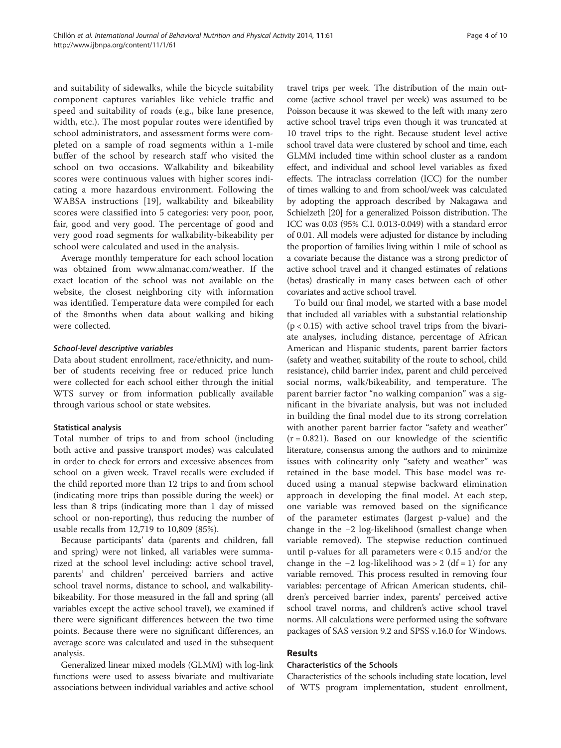and suitability of sidewalks, while the bicycle suitability component captures variables like vehicle traffic and speed and suitability of roads (e.g., bike lane presence, width, etc.). The most popular routes were identified by school administrators, and assessment forms were completed on a sample of road segments within a 1-mile buffer of the school by research staff who visited the school on two occasions. Walkability and bikeability scores were continuous values with higher scores indicating a more hazardous environment. Following the WABSA instructions [19], walkability and bikeability scores were classified into 5 categories: very poor, poor, fair, good and very good. The percentage of good and very good road segments for walkability-bikeability per school were calculated and used in the analysis.

Average monthly temperature for each school location was obtained from www.almanac.com/weather. If the exact location of the school was not available on the website, the closest neighboring city with information was identified. Temperature data were compiled for each of the 8months when data about walking and biking were collected.

#### *School-level descriptive variables*

Data about student enrollment, race/ethnicity, and number of students receiving free or reduced price lunch were collected for each school either through the initial WTS survey or from information publically available through various school or state websites.

### Statistical analysis

Total number of trips to and from school (including both active and passive transport modes) was calculated in order to check for errors and excessive absences from school on a given week. Travel recalls were excluded if the child reported more than 12 trips to and from school (indicating more trips than possible during the week) or less than 8 trips (indicating more than 1 day of missed school or non-reporting), thus reducing the number of usable recalls from 12,719 to 10,809 (85%).

Because participants' data (parents and children, fall and spring) were not linked, all variables were summarized at the school level including: active school travel, parents' and children' perceived barriers and active school travel norms, distance to school, and walkability-bikeability. For those measured in the fall and spring (all variables except the active school travel), we examined if there were significant differences between the two time points. Because there were no significant differences, an average score was calculated and used in the subsequent analysis.

Generalized linear mixed models (GLMM) with log-link functions were used to assess bivariate and multivariate associations between individual variables and active school travel trips per week. The distribution of the main outcome (active school travel per week) was assumed to be Poisson because it was skewed to the left with many zero active school travel trips even though it was truncated at 10 travel trips to the right. Because student level active school travel data were clustered by school and time, each GLMM included time within school cluster as a random effect, and individual and school level variables as fixed effects. The intraclass correlation (ICC) for the number of times walking to and from school/week was calculated by adopting the approach described by Nakagawa and Schielzeth [20] for a generalized Poisson distribution. The ICC was 0.03 (95% C.I. 0.013-0.049) with a standard error of 0.01. All models were adjusted for distance by including the proportion of families living within 1 mile of school as a covariate because the distance was a strong predictor of active school travel and it changed estimates of relations (betas) drastically in many cases between each of other covariates and active school travel.

To build our final model, we started with a base model that included all variables with a substantial relationship ($p < 0.15$) with active school travel trips from the bivariate analyses, including distance, percentage of African American and Hispanic students, parent barrier factors (safety and weather, suitability of the route to school, child resistance), child barrier index, parent and child perceived social norms, walk/bikeability, and temperature. The parent barrier factor "no walking companion" was a significant in the bivariate analysis, but was not included in building the final model due to its strong correlation with another parent barrier factor "safety and weather" ($r = 0.821$). Based on our knowledge of the scientific literature, consensus among the authors and to minimize issues with colinearity only "safety and weather" was retained in the base model. This base model was reduced using a manual stepwise backward elimination approach in developing the final model. At each step, one variable was removed based on the significance of the parameter estimates (largest p-value) and the change in the −2 log-likelihood (smallest change when variable removed). The stepwise reduction continued until p-values for all parameters were < 0.15 and/or the change in the −2 log-likelihood was > 2 (df = 1) for any variable removed. This process resulted in removing four variables: percentage of African American students, children's perceived barrier index, parents' perceived active school travel norms, and children's active school travel norms. All calculations were performed using the software packages of SAS version 9.2 and SPSS v.16.0 for Windows.

## Results

### Characteristics of the Schools

Characteristics of the schools including state location, level of WTS program implementation, student enrollment,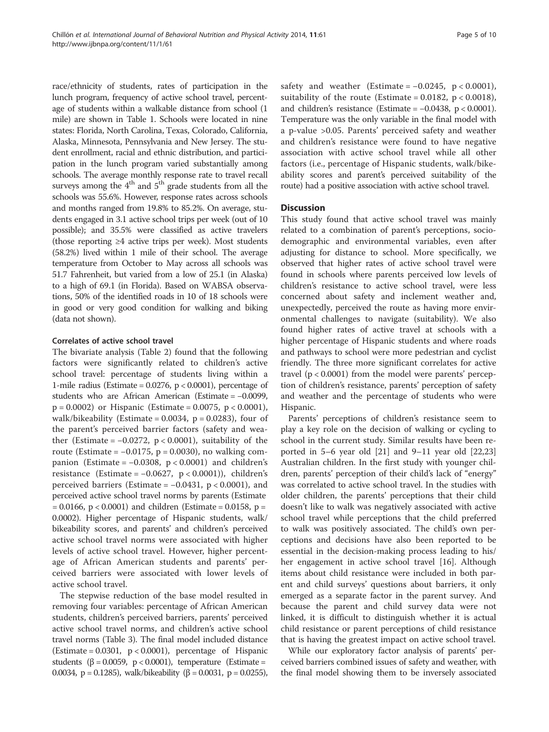race/ethnicity of students, rates of participation in the lunch program, frequency of active school travel, percentage of students within a walkable distance from school (1 mile) are shown in Table 1. Schools were located in nine states: Florida, North Carolina, Texas, Colorado, California, Alaska, Minnesota, Pennsylvania and New Jersey. The student enrollment, racial and ethnic distribution, and participation in the lunch program varied substantially among schools. The average monthly response rate to travel recall surveys among the 4th and 5th grade students from all the schools was 55.6%. However, response rates across schools and months ranged from 19.8% to 85.2%. On average, students engaged in 3.1 active school trips per week (out of 10 possible); and 35.5% were classified as active travelers (those reporting ≥4 active trips per week). Most students (58.2%) lived within 1 mile of their school. The average temperature from October to May across all schools was 51.7 Fahrenheit, but varied from a low of 25.1 (in Alaska) to a high of 69.1 (in Florida). Based on WABSA observations, 50% of the identified roads in 10 of 18 schools were in good or very good condition for walking and biking (data not shown).

### Correlates of active school travel

The bivariate analysis (Table 2) found that the following factors were significantly related to children's active school travel: percentage of students living within a 1-mile radius (Estimate = 0.0276, $p < 0.0001$), percentage of students who are African American (Estimate = −0.0099, $p = 0.0002$) or Hispanic (Estimate = 0.0075, $p < 0.0001$), walk/bikeability (Estimate = 0.0034, $p = 0.0283$), four of the parent's perceived barrier factors (safety and weather (Estimate = −0.0272, $p < 0.0001$), suitability of the route (Estimate = −0.0175, $p = 0.0030$), no walking companion (Estimate = −0.0308, $p < 0.0001$) and children's resistance (Estimate = −0.0627, $p < 0.0001$)), children's perceived barriers (Estimate = −0.0431, $p < 0.0001$), and perceived active school travel norms by parents (Estimate = 0.0166, $p < 0.0001$) and children (Estimate = 0.0158, $p = 0.0002$). Higher percentage of Hispanic students, walk/bikeability scores, and parents' and children's perceived active school travel norms were associated with higher levels of active school travel. However, higher percentage of African American students and parents' perceived barriers were associated with lower levels of active school travel.

The stepwise reduction of the base model resulted in removing four variables: percentage of African American students, children's perceived barriers, parents' perceived active school travel norms, and children's active school travel norms (Table 3). The final model included distance (Estimate = 0.0301, $p < 0.0001$), percentage of Hispanic students ($\beta = 0.0059$, $p < 0.0001$), temperature (Estimate = 0.0034, $p = 0.1285$), walk/bikeability ($\beta = 0.0031$, $p = 0.0255$), safety and weather (Estimate = −0.0245, $p < 0.0001$), suitability of the route (Estimate = 0.0182, $p < 0.0018$), and children's resistance (Estimate = −0.0438, $p < 0.0001$). Temperature was the only variable in the final model with a p-value >0.05. Parents' perceived safety and weather and children's resistance were found to have negative association with active school travel while all other factors (i.e., percentage of Hispanic students, walk/bikeability scores and parent's perceived suitability of the route) had a positive association with active school travel.

## Discussion

This study found that active school travel was mainly related to a combination of parent's perceptions, sociodemographic and environmental variables, even after adjusting for distance to school. More specifically, we observed that higher rates of active school travel were found in schools where parents perceived low levels of children's resistance to active school travel, were less concerned about safety and inclement weather and, unexpectedly, perceived the route as having more environmental challenges to navigate (suitability). We also found higher rates of active travel at schools with a higher percentage of Hispanic students and where roads and pathways to school were more pedestrian and cyclist friendly. The three more significant correlates for active travel ($p < 0.0001$) from the model were parents' perception of children's resistance, parents' perception of safety and weather and the percentage of students who were Hispanic.

Parents' perceptions of children's resistance seem to play a key role on the decision of walking or cycling to school in the current study. Similar results have been reported in 5–6 year old [21] and 9–11 year old [22,23] Australian children. In the first study with younger children, parents' perception of their child's lack of "energy" was correlated to active school travel. In the studies with older children, the parents' perceptions that their child doesn't like to walk was negatively associated with active school travel while perceptions that the child preferred to walk was positively associated. The child's own perceptions and decisions have also been reported to be essential in the decision-making process leading to his/her engagement in active school travel [16]. Although items about child resistance were included in both parent and child surveys' questions about barriers, it only emerged as a separate factor in the parent survey. And because the parent and child survey data were not linked, it is difficult to distinguish whether it is actual child resistance or parent perceptions of child resistance that is having the greatest impact on active school travel.

While our exploratory factor analysis of parents' perceived barriers combined issues of safety and weather, with the final model showing them to be inversely associated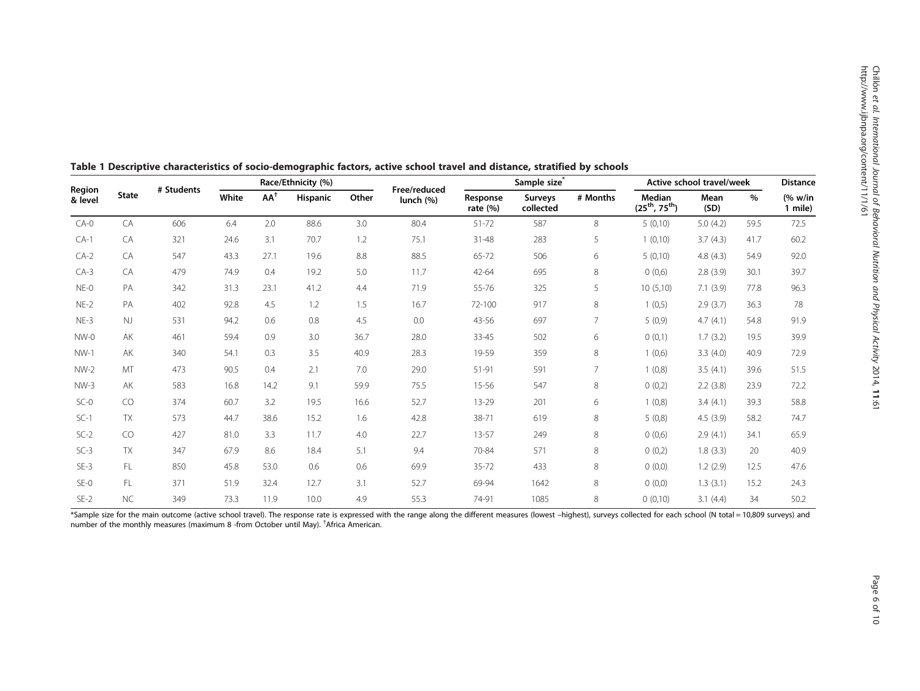**Table 1 Descriptive characteristics of socio-demographic factors, active school travel and distance, stratified by schools**

| Region & level | State | # Students | Race/Ethnicity (%) | | | | Free/reduced lunch (%) | Sample size* | | | Active school travel/week | | | Distance |
|---|---|---|---|---|---|---|---|---|---|---|---|---|---|---|
| | | | White | AA† | Hispanic | Other | | Response rate (%) | Surveys collected | # Months | Median (25th, 75th) | Mean (SD) | % | (% w/in 1 mile) |
| CA-0 | CA | 606 | 6.4 | 2.0 | 88.6 | 3.0 | 80.4 | 51-72 | 587 | 8 | 5 (0,10) | 5.0 (4.2) | 59.5 | 72.5 |
| CA-1 | CA | 321 | 24.6 | 3.1 | 70.7 | 1.2 | 75.1 | 31-48 | 283 | 5 | 1 (0,10) | 3.7 (4.3) | 41.7 | 60.2 |
| CA-2 | CA | 547 | 43.3 | 27.1 | 19.6 | 8.8 | 88.5 | 65-72 | 506 | 6 | 5 (0,10) | 4.8 (4.3) | 54.9 | 92.0 |
| CA-3 | CA | 479 | 74.9 | 0.4 | 19.2 | 5.0 | 11.7 | 42-64 | 695 | 8 | 0 (0,6) | 2.8 (3.9) | 30.1 | 39.7 |
| NE-0 | PA | 342 | 31.3 | 23.1 | 41.2 | 4.4 | 71.9 | 55-76 | 325 | 5 | 10 (5,10) | 7.1 (3.9) | 77.8 | 96.3 |
| NE-2 | PA | 402 | 92.8 | 4.5 | 1.2 | 1.5 | 16.7 | 72-100 | 917 | 8 | 1 (0,5) | 2.9 (3.7) | 36.3 | 78 |
| NE-3 | NJ | 531 | 94.2 | 0.6 | 0.8 | 4.5 | 0.0 | 43-56 | 697 | 7 | 5 (0,9) | 4.7 (4.1) | 54.8 | 91.9 |
| NW-0 | AK | 461 | 59.4 | 0.9 | 3.0 | 36.7 | 28.0 | 33-45 | 502 | 6 | 0 (0,1) | 1.7 (3.2) | 19.5 | 39.9 |
| NW-1 | AK | 340 | 54.1 | 0.3 | 3.5 | 40.9 | 28.3 | 19-59 | 359 | 8 | 1 (0,6) | 3.3 (4.0) | 40.9 | 72.9 |
| NW-2 | MT | 473 | 90.5 | 0.4 | 2.1 | 7.0 | 29.0 | 51-91 | 591 | 7 | 1 (0,8) | 3.5 (4.1) | 39.6 | 51.5 |
| NW-3 | AK | 583 | 16.8 | 14.2 | 9.1 | 59.9 | 75.5 | 15-56 | 547 | 8 | 0 (0,2) | 2.2 (3.8) | 23.9 | 72.2 |
| SC-0 | CO | 374 | 60.7 | 3.2 | 19.5 | 16.6 | 52.7 | 13-29 | 201 | 6 | 1 (0,8) | 3.4 (4.1) | 39.3 | 58.8 |
| SC-1 | TX | 573 | 44.7 | 38.6 | 15.2 | 1.6 | 42.8 | 38-71 | 619 | 8 | 5 (0,8) | 4.5 (3.9) | 58.2 | 74.7 |
| SC-2 | CO | 427 | 81.0 | 3.3 | 11.7 | 4.0 | 22.7 | 13-57 | 249 | 8 | 0 (0,6) | 2.9 (4.1) | 34.1 | 65.9 |
| SC-3 | TX | 347 | 67.9 | 8.6 | 18.4 | 5.1 | 9.4 | 70-84 | 571 | 8 | 0 (0,2) | 1.8 (3.3) | 20 | 40.9 |
| SE-3 | FL | 850 | 45.8 | 53.0 | 0.6 | 0.6 | 69.9 | 35-72 | 433 | 8 | 0 (0,0) | 1.2 (2.9) | 12.5 | 47.6 |
| SE-0 | FL | 371 | 51.9 | 32.4 | 12.7 | 3.1 | 52.7 | 69-94 | 1642 | 8 | 0 (0,0) | 1.3 (3.1) | 15.2 | 24.3 |
| SE-2 | NC | 349 | 73.3 | 11.9 | 10.0 | 4.9 | 55.3 | 74-91 | 1085 | 8 | 0 (0,10) | 3.1 (4.4) | 34 | 50.2 |

*Sample size for the main outcome (active school travel). The response rate is expressed with the range along the different measures (lowest –highest), surveys collected for each school (N total = 10,809 surveys) and number of the monthly measures (maximum 8 -from October until May). †Africa American.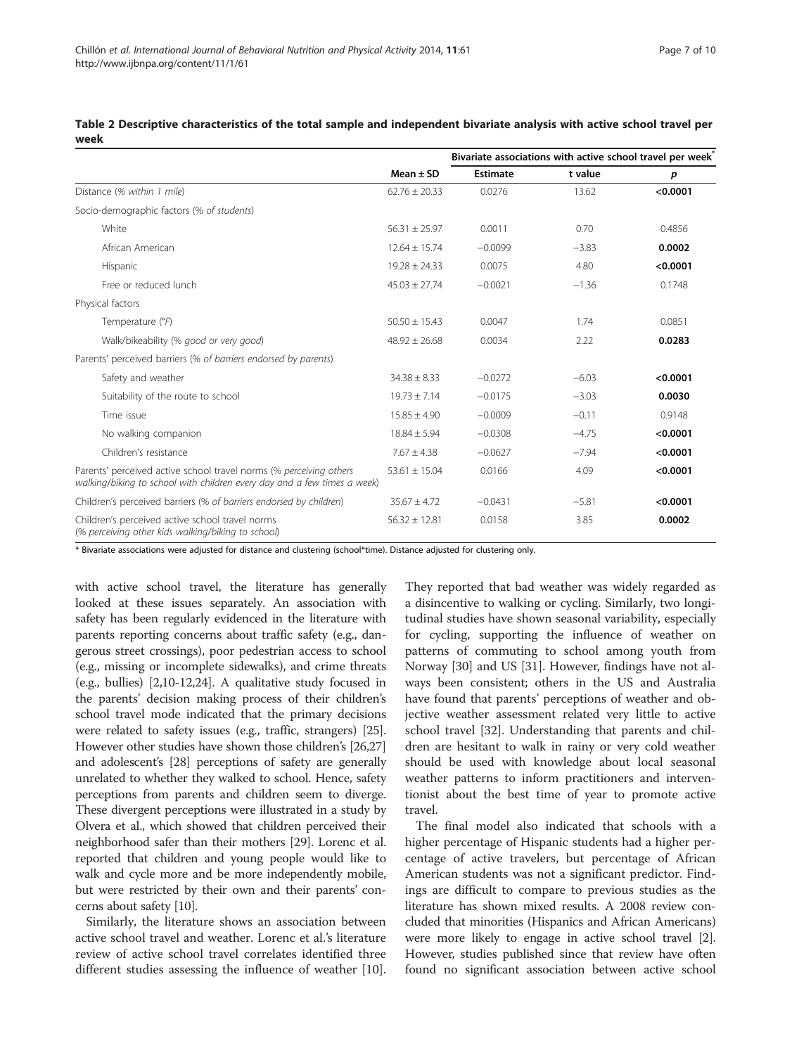**Table 2 Descriptive characteristics of the total sample and independent bivariate analysis with active school travel per week**

| | Mean ± SD | Bivariate associations with active school travel per week* | | |
|---|---|---|---|---|
| | | Estimate | t value | *p* |
| Distance (*% within 1 mile*) | 62.76 ± 20.33 | 0.0276 | 13.62 | **<0.0001** |
| Socio-demographic factors (*% of students*) | | | | |
| White | 56.31 ± 25.97 | 0.0011 | 0.70 | 0.4856 |
| African American | 12.64 ± 15.74 | −0.0099 | −3.83 | **0.0002** |
| Hispanic | 19.28 ± 24.33 | 0.0075 | 4.80 | **<0.0001** |
| Free or reduced lunch | 45.03 ± 27.74 | −0.0021 | −1.36 | 0.1748 |
| Physical factors | | | | |
| Temperature (*°F*) | 50.50 ± 15.43 | 0.0047 | 1.74 | 0.0851 |
| Walk/bikeability (*% good or very good*) | 48.92 ± 26.68 | 0.0034 | 2.22 | **0.0283** |
| Parents' perceived barriers (*% of barriers endorsed by parents*) | | | | |
| Safety and weather | 34.38 ± 8.33 | −0.0272 | −6.03 | **<0.0001** |
| Suitability of the route to school | 19.73 ± 7.14 | −0.0175 | −3.03 | **0.0030** |
| Time issue | 15.85 ± 4.90 | −0.0009 | −0.11 | 0.9148 |
| No walking companion | 18.84 ± 5.94 | −0.0308 | −4.75 | **<0.0001** |
| Children's resistance | 7.67 ± 4.38 | −0.0627 | −7.94 | **<0.0001** |
| Parents' perceived active school travel norms (*% perceiving others walking/biking to school with children every day and a few times a week*) | 53.61 ± 15.04 | 0.0166 | 4.09 | **<0.0001** |
| Children's perceived barriers (*% of barriers endorsed by children*) | 35.67 ± 4.72 | −0.0431 | −5.81 | **<0.0001** |
| Children's perceived active school travel norms (*% perceiving other kids walking/biking to school*) | 56.32 ± 12.81 | 0.0158 | 3.85 | **0.0002** |

\* Bivariate associations were adjusted for distance and clustering (school*time). Distance adjusted for clustering only.

with active school travel, the literature has generally looked at these issues separately. An association with safety has been regularly evidenced in the literature with parents reporting concerns about traffic safety (e.g., dangerous street crossings), poor pedestrian access to school (e.g., missing or incomplete sidewalks), and crime threats (e.g., bullies) [2,10-12,24]. A qualitative study focused in the parents' decision making process of their children's school travel mode indicated that the primary decisions were related to safety issues (e.g., traffic, strangers) [25]. However other studies have shown those children's [26,27] and adolescent's [28] perceptions of safety are generally unrelated to whether they walked to school. Hence, safety perceptions from parents and children seem to diverge. These divergent perceptions were illustrated in a study by Olvera et al., which showed that children perceived their neighborhood safer than their mothers [29]. Lorenc et al. reported that children and young people would like to walk and cycle more and be more independently mobile, but were restricted by their own and their parents' concerns about safety [10].

Similarly, the literature shows an association between active school travel and weather. Lorenc et al.'s literature review of active school travel correlates identified three different studies assessing the influence of weather [10]. They reported that bad weather was widely regarded as a disincentive to walking or cycling. Similarly, two longitudinal studies have shown seasonal variability, especially for cycling, supporting the influence of weather on patterns of commuting to school among youth from Norway [30] and US [31]. However, findings have not always been consistent; others in the US and Australia have found that parents' perceptions of weather and objective weather assessment related very little to active school travel [32]. Understanding that parents and children are hesitant to walk in rainy or very cold weather should be used with knowledge about local seasonal weather patterns to inform practitioners and interventionist about the best time of year to promote active travel.

The final model also indicated that schools with a higher percentage of Hispanic students had a higher percentage of active travelers, but percentage of African American students was not a significant predictor. Findings are difficult to compare to previous studies as the literature has shown mixed results. A 2008 review concluded that minorities (Hispanics and African Americans) were more likely to engage in active school travel [2]. However, studies published since that review have often found no significant association between active school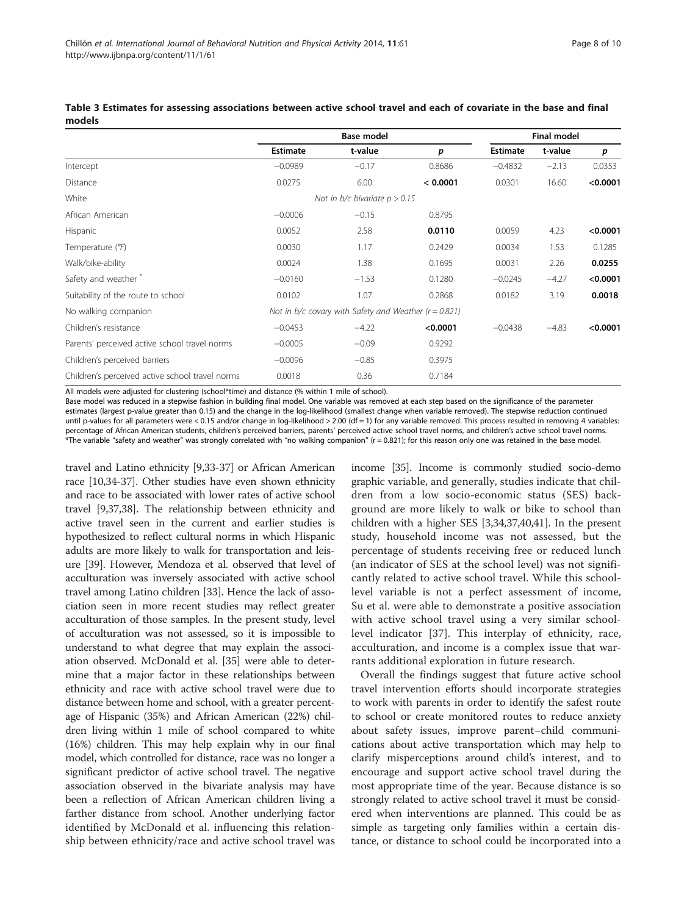**Table 3 Estimates for assessing associations between active school travel and each of covariate in the base and final models**

| | Base model | | | Final model | | |
|---|---|---|---|---|---|---|
| | Estimate | t-value | p | Estimate | t-value | p |
| Intercept | −0.0989 | −0.17 | 0.8686 | −0.4832 | −2.13 | 0.0353 |
| Distance | 0.0275 | 6.00 | **< 0.0001** | 0.0301 | 16.60 | **<0.0001** |
| White | Not in b/c bivariate p > 0.15 | | | | | |
| African American | −0.0006 | −0.15 | 0.8795 | | | |
| Hispanic | 0.0052 | 2.58 | **0.0110** | 0.0059 | 4.23 | **<0.0001** |
| Temperature (°F) | 0.0030 | 1.17 | 0.2429 | 0.0034 | 1.53 | 0.1285 |
| Walk/bike-ability | 0.0024 | 1.38 | 0.1695 | 0.0031 | 2.26 | **0.0255** |
| Safety and weather * | −0.0160 | −1.53 | 0.1280 | −0.0245 | −4.27 | **<0.0001** |
| Suitability of the route to school | 0.0102 | 1.07 | 0.2868 | 0.0182 | 3.19 | **0.0018** |
| No walking companion | Not in b/c covary with Safety and Weather (r = 0.821) | | | | | |
| Children's resistance | −0.0453 | −4.22 | **<0.0001** | −0.0438 | −4.83 | **<0.0001** |
| Parents' perceived active school travel norms | −0.0005 | −0.09 | 0.9292 | | | |
| Children's perceived barriers | −0.0096 | −0.85 | 0.3975 | | | |
| Children's perceived active school travel norms | 0.0018 | 0.36 | 0.7184 | | | |

All models were adjusted for clustering (school*time) and distance (% within 1 mile of school).
Base model was reduced in a stepwise fashion in building final model. One variable was removed at each step based on the significance of the parameter estimates (largest p-value greater than 0.15) and the change in the log-likelihood (smallest change when variable removed). The stepwise reduction continued until p-values for all parameters were < 0.15 and/or change in log-likelihood > 2.00 (df = 1) for any variable removed. This process resulted in removing 4 variables: percentage of African American students, children's perceived barriers, parents' perceived active school travel norms, and children's active school travel norms.
*The variable "safety and weather" was strongly correlated with "no walking companion" (r = 0.821); for this reason only one was retained in the base model.

travel and Latino ethnicity [9,33-37] or African American race [10,34-37]. Other studies have even shown ethnicity and race to be associated with lower rates of active school travel [9,37,38]. The relationship between ethnicity and active travel seen in the current and earlier studies is hypothesized to reflect cultural norms in which Hispanic adults are more likely to walk for transportation and leisure [39]. However, Mendoza et al. observed that level of acculturation was inversely associated with active school travel among Latino children [33]. Hence the lack of association seen in more recent studies may reflect greater acculturation of those samples. In the present study, level of acculturation was not assessed, so it is impossible to understand to what degree that may explain the association observed. McDonald et al. [35] were able to determine that a major factor in these relationships between ethnicity and race with active school travel were due to distance between home and school, with a greater percentage of Hispanic (35%) and African American (22%) children living within 1 mile of school compared to white (16%) children. This may help explain why in our final model, which controlled for distance, race was no longer a significant predictor of active school travel. The negative association observed in the bivariate analysis may have been a reflection of African American children living a farther distance from school. Another underlying factor identified by McDonald et al. influencing this relationship between ethnicity/race and active school travel was income [35]. Income is commonly studied socio-demographic variable, and generally, studies indicate that children from a low socio-economic status (SES) background are more likely to walk or bike to school than children with a higher SES [3,34,37,40,41]. In the present study, household income was not assessed, but the percentage of students receiving free or reduced lunch (an indicator of SES at the school level) was not significantly related to active school travel. While this school-level variable is not a perfect assessment of income, Su et al. were able to demonstrate a positive association with active school travel using a very similar school-level indicator [37]. This interplay of ethnicity, race, acculturation, and income is a complex issue that warrants additional exploration in future research.

Overall the findings suggest that future active school travel intervention efforts should incorporate strategies to work with parents in order to identify the safest route to school or create monitored routes to reduce anxiety about safety issues, improve parent–child communications about active transportation which may help to clarify misperceptions around child's interest, and to encourage and support active school travel during the most appropriate time of the year. Because distance is so strongly related to active school travel it must be considered when interventions are planned. This could be as simple as targeting only families within a certain distance, or distance to school could be incorporated into a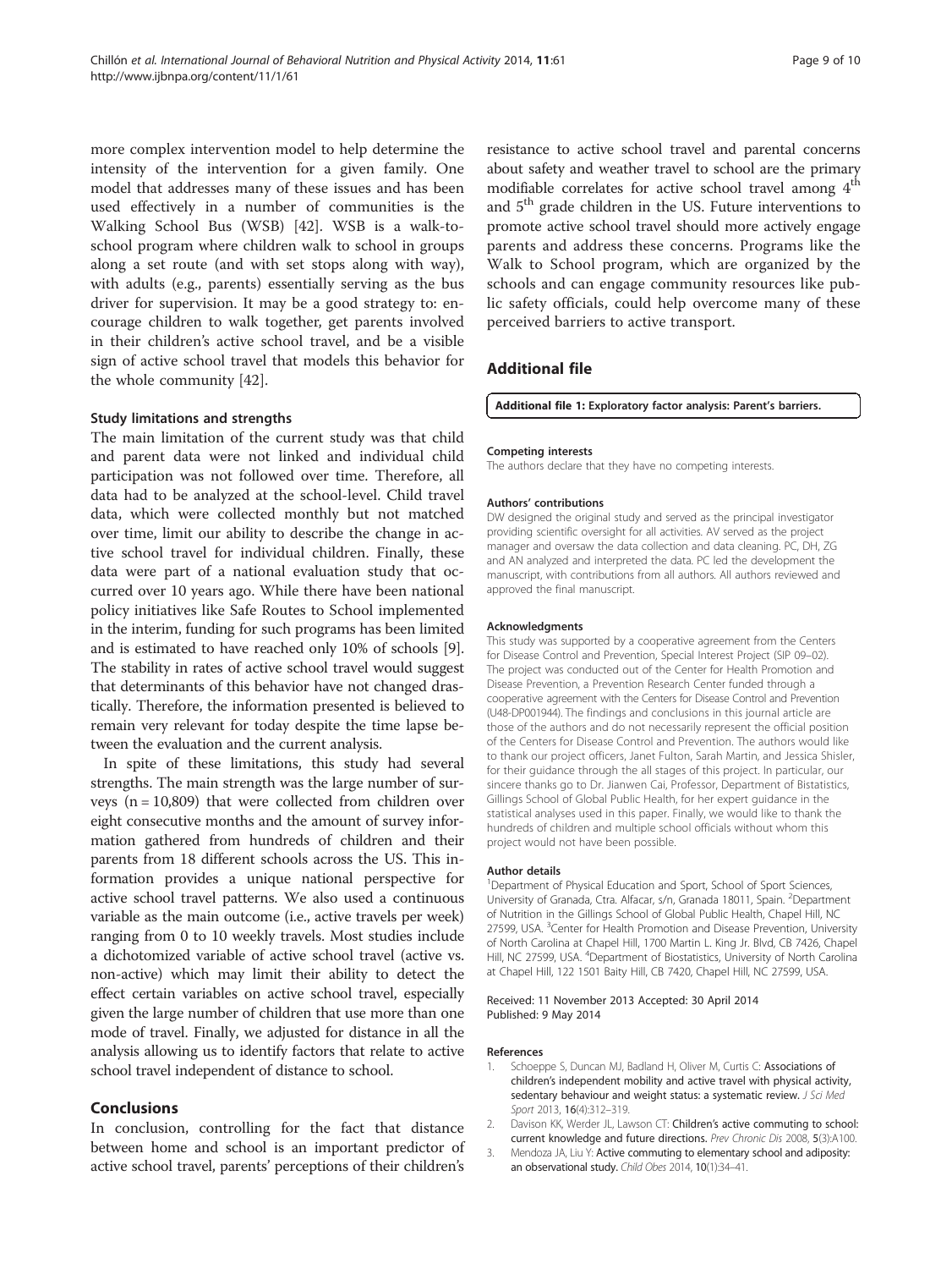more complex intervention model to help determine the intensity of the intervention for a given family. One model that addresses many of these issues and has been used effectively in a number of communities is the Walking School Bus (WSB) [42]. WSB is a walk-to-school program where children walk to school in groups along a set route (and with set stops along with way), with adults (e.g., parents) essentially serving as the bus driver for supervision. It may be a good strategy to: encourage children to walk together, get parents involved in their children's active school travel, and be a visible sign of active school travel that models this behavior for the whole community [42].

### Study limitations and strengths

The main limitation of the current study was that child and parent data were not linked and individual child participation was not followed over time. Therefore, all data had to be analyzed at the school-level. Child travel data, which were collected monthly but not matched over time, limit our ability to describe the change in active school travel for individual children. Finally, these data were part of a national evaluation study that occurred over 10 years ago. While there have been national policy initiatives like Safe Routes to School implemented in the interim, funding for such programs has been limited and is estimated to have reached only 10% of schools [9]. The stability in rates of active school travel would suggest that determinants of this behavior have not changed drastically. Therefore, the information presented is believed to remain very relevant for today despite the time lapse between the evaluation and the current analysis.

In spite of these limitations, this study had several strengths. The main strength was the large number of surveys (n = 10,809) that were collected from children over eight consecutive months and the amount of survey information gathered from hundreds of children and their parents from 18 different schools across the US. This information provides a unique national perspective for active school travel patterns. We also used a continuous variable as the main outcome (i.e., active travels per week) ranging from 0 to 10 weekly travels. Most studies include a dichotomized variable of active school travel (active vs. non-active) which may limit their ability to detect the effect certain variables on active school travel, especially given the large number of children that use more than one mode of travel. Finally, we adjusted for distance in all the analysis allowing us to identify factors that relate to active school travel independent of distance to school.

## Conclusions

In conclusion, controlling for the fact that distance between home and school is an important predictor of active school travel, parents' perceptions of their children's resistance to active school travel and parental concerns about safety and weather travel to school are the primary modifiable correlates for active school travel among $4^{th}$ and $5^{th}$ grade children in the US. Future interventions to promote active school travel should more actively engage parents and address these concerns. Programs like the Walk to School program, which are organized by the schools and can engage community resources like public safety officials, could help overcome many of these perceived barriers to active transport.

## Additional file

**Additional file 1: Exploratory factor analysis: Parent's barriers.**

#### Competing interests

The authors declare that they have no competing interests.

#### Authors' contributions

DW designed the original study and served as the principal investigator providing scientific oversight for all activities. AV served as the project manager and oversaw the data collection and data cleaning. PC, DH, ZG and AN analyzed and interpreted the data. PC led the development the manuscript, with contributions from all authors. All authors reviewed and approved the final manuscript.

#### Acknowledgments

This study was supported by a cooperative agreement from the Centers for Disease Control and Prevention, Special Interest Project (SIP 09–02). The project was conducted out of the Center for Health Promotion and Disease Prevention, a Prevention Research Center funded through a cooperative agreement with the Centers for Disease Control and Prevention (U48-DP001944). The findings and conclusions in this journal article are those of the authors and do not necessarily represent the official position of the Centers for Disease Control and Prevention. The authors would like to thank our project officers, Janet Fulton, Sarah Martin, and Jessica Shisler, for their guidance through the all stages of this project. In particular, our sincere thanks go to Dr. Jianwen Cai, Professor, Department of Bistatistics, Gillings School of Global Public Health, for her expert guidance in the statistical analyses used in this paper. Finally, we would like to thank the hundreds of children and multiple school officials without whom this project would not have been possible.

#### Author details

[1]Department of Physical Education and Sport, School of Sport Sciences, University of Granada, Ctra. Alfacar, s/n, Granada 18011, Spain. [2]Department of Nutrition in the Gillings School of Global Public Health, Chapel Hill, NC 27599, USA. [3]Center for Health Promotion and Disease Prevention, University of North Carolina at Chapel Hill, 1700 Martin L. King Jr. Blvd, CB 7426, Chapel Hill, NC 27599, USA. [4]Department of Biostatistics, University of North Carolina at Chapel Hill, 122 1501 Baity Hill, CB 7420, Chapel Hill, NC 27599, USA.

Received: 11 November 2013 Accepted: 30 April 2014
Published: 9 May 2014

#### References

1. Schoeppe S, Duncan MJ, Badland H, Oliver M, Curtis C: **Associations of children's independent mobility and active travel with physical activity, sedentary behaviour and weight status: a systematic review.** *J Sci Med Sport* 2013, **16**(4):312–319.
2. Davison KK, Werder JL, Lawson CT: **Children's active commuting to school: current knowledge and future directions.** *Prev Chronic Dis* 2008, **5**(3):A100.
3. Mendoza JA, Liu Y: **Active commuting to elementary school and adiposity: an observational study.** *Child Obes* 2014, **10**(1):34–41.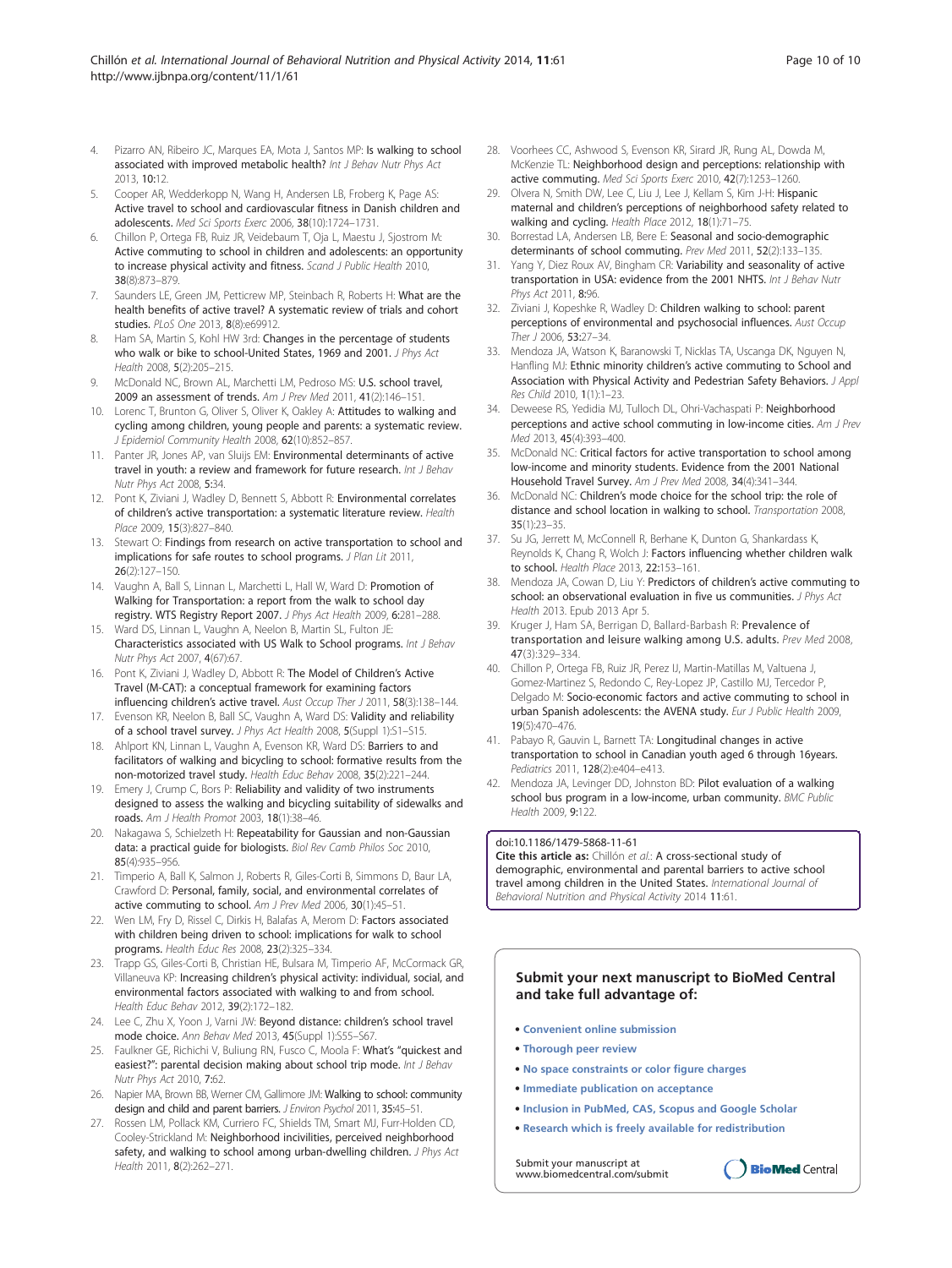4. Pizarro AN, Ribeiro JC, Marques EA, Mota J, Santos MP: **Is walking to school associated with improved metabolic health?** *Int J Behav Nutr Phys Act* 2013, **10:**12.
5. Cooper AR, Wedderkopp N, Wang H, Andersen LB, Froberg K, Page AS: **Active travel to school and cardiovascular fitness in Danish children and adolescents.** *Med Sci Sports Exerc* 2006, **38**(10):1724–1731.
6. Chillon P, Ortega FB, Ruiz JR, Veidebaum T, Oja L, Maestu J, Sjostrom M: **Active commuting to school in children and adolescents: an opportunity to increase physical activity and fitness.** *Scand J Public Health* 2010, **38**(8):873–879.
7. Saunders LE, Green JM, Petticrew MP, Steinbach R, Roberts H: **What are the health benefits of active travel? A systematic review of trials and cohort studies.** *PLoS One* 2013, **8**(8):e69912.
8. Ham SA, Martin S, Kohl HW 3rd: **Changes in the percentage of students who walk or bike to school-United States, 1969 and 2001.** *J Phys Act Health* 2008, **5**(2):205–215.
9. McDonald NC, Brown AL, Marchetti LM, Pedroso MS: **U.S. school travel, 2009 an assessment of trends.** *Am J Prev Med* 2011, **41**(2):146–151.
10. Lorenc T, Brunton G, Oliver S, Oliver K, Oakley A: **Attitudes to walking and cycling among children, young people and parents: a systematic review.** *J Epidemiol Community Health* 2008, **62**(10):852–857.
11. Panter JR, Jones AP, van Sluijs EM: **Environmental determinants of active travel in youth: a review and framework for future research.** *Int J Behav Nutr Phys Act* 2008, **5:**34.
12. Pont K, Ziviani J, Wadley D, Bennett S, Abbott R: **Environmental correlates of children's active transportation: a systematic literature review.** *Health Place* 2009, **15**(3):827–840.
13. Stewart O: **Findings from research on active transportation to school and implications for safe routes to school programs.** *J Plan Lit* 2011, **26**(2):127–150.
14. Vaughn A, Ball S, Linnan L, Marchetti L, Hall W, Ward D: **Promotion of Walking for Transportation: a report from the walk to school day registry. WTS Registry Report 2007.** *J Phys Act Health* 2009, **6:**281–288.
15. Ward DS, Linnan L, Vaughn A, Neelon B, Martin SL, Fulton JE: **Characteristics associated with US Walk to School programs.** *Int J Behav Nutr Phys Act* 2007, **4**(67):67.
16. Pont K, Ziviani J, Wadley D, Abbott R: **The Model of Children's Active Travel (M-CAT): a conceptual framework for examining factors influencing children's active travel.** *Aust Occup Ther J* 2011, **58**(3):138–144.
17. Evenson KR, Neelon B, Ball SC, Vaughn A, Ward DS: **Validity and reliability of a school travel survey.** *J Phys Act Health* 2008, **5**(Suppl 1):S1–S15.
18. Ahlport KN, Linnan L, Vaughn A, Evenson KR, Ward DS: **Barriers to and facilitators of walking and bicycling to school: formative results from the non-motorized travel study.** *Health Educ Behav* 2008, **35**(2):221–244.
19. Emery J, Crump C, Bors P: **Reliability and validity of two instruments designed to assess the walking and bicycling suitability of sidewalks and roads.** *Am J Health Promot* 2003, **18**(1):38–46.
20. Nakagawa S, Schielzeth H: **Repeatability for Gaussian and non-Gaussian data: a practical guide for biologists.** *Biol Rev Camb Philos Soc* 2010, **85**(4):935–956.
21. Timperio A, Ball K, Salmon J, Roberts R, Giles-Corti B, Simmons D, Baur LA, Crawford D: **Personal, family, social, and environmental correlates of active commuting to school.** *Am J Prev Med* 2006, **30**(1):45–51.
22. Wen LM, Fry D, Rissel C, Dirkis H, Balafas A, Merom D: **Factors associated with children being driven to school: implications for walk to school programs.** *Health Educ Res* 2008, **23**(2):325–334.
23. Trapp GS, Giles-Corti B, Christian HE, Bulsara M, Timperio AF, McCormack GR, Villaneuva KP: **Increasing children's physical activity: individual, social, and environmental factors associated with walking to and from school.** *Health Educ Behav* 2012, **39**(2):172–182.
24. Lee C, Zhu X, Yoon J, Varni JW: **Beyond distance: children's school travel mode choice.** *Ann Behav Med* 2013, **45**(Suppl 1):S55–S67.
25. Faulkner GE, Richichi V, Buliung RN, Fusco C, Moola F: **What's "quickest and easiest?": parental decision making about school trip mode.** *Int J Behav Nutr Phys Act* 2010, **7:**62.
26. Napier MA, Brown BB, Werner CM, Gallimore JM: **Walking to school: community design and child and parent barriers.** *J Environ Psychol* 2011, **35:**45–51.
27. Rossen LM, Pollack KM, Curriero FC, Shields TM, Smart MJ, Furr-Holden CD, Cooley-Strickland M: **Neighborhood incivilities, perceived neighborhood safety, and walking to school among urban-dwelling children.** *J Phys Act Health* 2011, **8**(2):262–271.
28. Voorhees CC, Ashwood S, Evenson KR, Sirard JR, Rung AL, Dowda M, McKenzie TL: **Neighborhood design and perceptions: relationship with active commuting.** *Med Sci Sports Exerc* 2010, **42**(7):1253–1260.
29. Olvera N, Smith DW, Lee C, Liu J, Lee J, Kellam S, Kim J-H: **Hispanic maternal and children's perceptions of neighborhood safety related to walking and cycling.** *Health Place* 2012, **18**(1):71–75.
30. Borrestad LA, Andersen LB, Bere E: **Seasonal and socio-demographic determinants of school commuting.** *Prev Med* 2011, **52**(2):133–135.
31. Yang Y, Diez Roux AV, Bingham CR: **Variability and seasonality of active transportation in USA: evidence from the 2001 NHTS.** *Int J Behav Nutr Phys Act* 2011, **8:**96.
32. Ziviani J, Kopeshke R, Wadley D: **Children walking to school: parent perceptions of environmental and psychosocial influences.** *Aust Occup Ther J* 2006, **53:**27–34.
33. Mendoza JA, Watson K, Baranowski T, Nicklas TA, Uscanga DK, Nguyen N, Hanfling MJ: **Ethnic minority children's active commuting to School and Association with Physical Activity and Pedestrian Safety Behaviors.** *J Appl Res Child* 2010, **1**(1):1–23.
34. Deweese RS, Yedidia MJ, Tulloch DL, Ohri-Vachaspati P: **Neighborhood perceptions and active school commuting in low-income cities.** *Am J Prev Med* 2013, **45**(4):393–400.
35. McDonald NC: **Critical factors for active transportation to school among low-income and minority students. Evidence from the 2001 National Household Travel Survey.** *Am J Prev Med* 2008, **34**(4):341–344.
36. McDonald NC: **Children's mode choice for the school trip: the role of distance and school location in walking to school.** *Transportation* 2008, **35**(1):23–35.
37. Su JG, Jerrett M, McConnell R, Berhane K, Dunton G, Shankardass K, Reynolds K, Chang R, Wolch J: **Factors influencing whether children walk to school.** *Health Place* 2013, **22:**153–161.
38. Mendoza JA, Cowan D, Liu Y: **Predictors of children's active commuting to school: an observational evaluation in five us communities.** *J Phys Act Health* 2013. Epub 2013 Apr 5.
39. Kruger J, Ham SA, Berrigan D, Ballard-Barbash R: **Prevalence of transportation and leisure walking among U.S. adults.** *Prev Med* 2008, **47**(3):329–334.
40. Chillon P, Ortega FB, Ruiz JR, Perez IJ, Martin-Matillas M, Valtuena J, Gomez-Martinez S, Redondo C, Rey-Lopez JP, Castillo MJ, Tercedor P, Delgado M: **Socio-economic factors and active commuting to school in urban Spanish adolescents: the AVENA study.** *Eur J Public Health* 2009, **19**(5):470–476.
41. Pabayo R, Gauvin L, Barnett TA: **Longitudinal changes in active transportation to school in Canadian youth aged 6 through 16years.** *Pediatrics* 2011, **128**(2):e404–e413.
42. Mendoza JA, Levinger DD, Johnston BD: **Pilot evaluation of a walking school bus program in a low-income, urban community.** *BMC Public Health* 2009, **9:**122.

doi:10.1186/1479-5868-11-61

**Cite this article as:** Chillón *et al.*: A cross-sectional study of demographic, environmental and parental barriers to active school travel among children in the United States. *International Journal of Behavioral Nutrition and Physical Activity* 2014 **11**:61.

**Submit your next manuscript to BioMed Central and take full advantage of:**

- **Convenient online submission**
- **Thorough peer review**
- **No space constraints or color figure charges**
- **Immediate publication on acceptance**
- **Inclusion in PubMed, CAS, Scopus and Google Scholar**
- **Research which is freely available for redistribution**

Submit your manuscript at www.biomedcentral.com/submit

BioMed Central